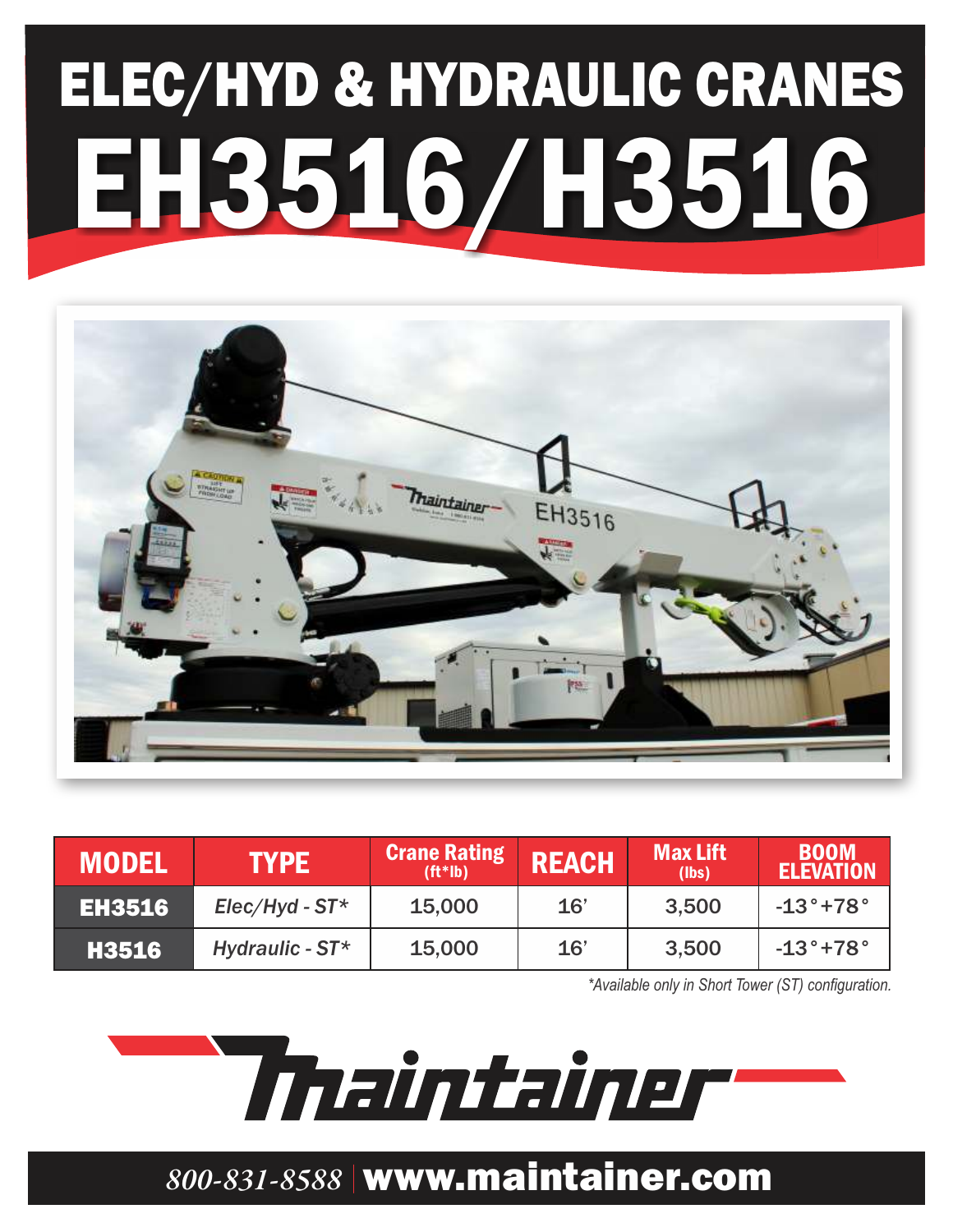# ELEC/HYD & HYDRAULIC CRANES

# EH3516/H3516

| MODEL | TYPE | Crane Rating (ft*lb) | REACH | Max Lift (lbs) | BOOM ELEVATION |
|---|---|---|---|---|---|
| **EH3516** | *Elec/Hyd - ST** | 15,000 | 16’ | 3,500 | -13°+78° |
| **H3516** | *Hydraulic - ST** | 15,000 | 16’ | 3,500 | -13°+78° |

*\*Available only in Short Tower (ST) configuration.*

Maintainer

*800-831-8588* | **www.maintainer.com**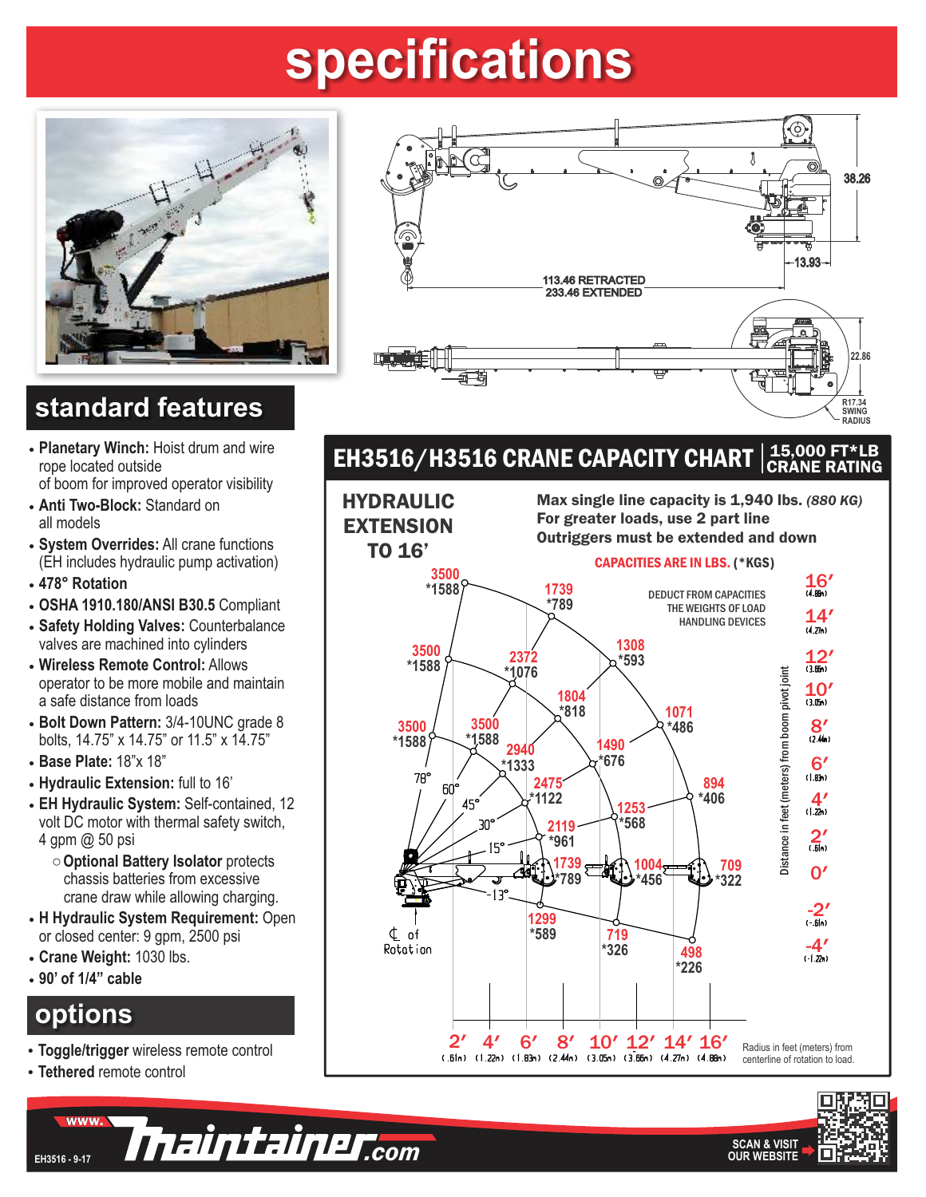# specifications

38.26

13.93

113.46 RETRACTED
233.46 EXTENDED

22.86

R17.34 SWING RADIUS

## standard features

- **Planetary Winch:** Hoist drum and wire rope located outside of boom for improved operator visibility
- **Anti Two-Block:** Standard on all models
- **System Overrides:** All crane functions (EH includes hydraulic pump activation)
- **478° Rotation**
- **OSHA 1910.180/ANSI B30.5** Compliant
- **Safety Holding Valves:** Counterbalance valves are machined into cylinders
- **Wireless Remote Control:** Allows operator to be more mobile and maintain a safe distance from loads
- **Bolt Down Pattern:** 3/4-10UNC grade 8 bolts, 14.75" x 14.75" or 11.5" x 14.75"
- **Base Plate:** 18"x 18"
- **Hydraulic Extension:** full to 16'
- **EH Hydraulic System:** Self-contained, 12 volt DC motor with thermal safety switch, 4 gpm @ 50 psi
  - **Optional Battery Isolator** protects chassis batteries from excessive crane draw while allowing charging.
- **H Hydraulic System Requirement:** Open or closed center: 9 gpm, 2500 psi
- **Crane Weight:** 1030 lbs.
- **90' of 1/4" cable**

## options

- **Toggle/trigger** wireless remote control
- **Tethered** remote control

## EH3516/H3516 CRANE CAPACITY CHART

15,000 FT*LB CRANE RATING

HYDRAULIC EXTENSION TO 16'

**Max single line capacity is 1,940 lbs.** *(880 KG)*
**For greater loads, use 2 part line**
**Outriggers must be extended and down**

CAPACITIES ARE IN LBS. (*KGS)

DEDUCT FROM CAPACITIES THE WEIGHTS OF LOAD HANDLING DEVICES

3500 *1588
1739 *789
3500 *1588
2372 *1076
1308 *593
1804 *818
3500 *1588
3500 *1588
1071 *486
2940 *1333
1490 *676
2475 *1122
894 *406
1253 *568
2119 *961
1739 *789
1004 *456
709 *322
1299 *589
719 *326
498 *226

78° 60° 45° 30° 15° -13°

℄ of Rotation

Distance in feet (meters) from boom pivot joint

16' (4.88m)
14' (4.27m)
12' (3.66m)
10' (3.05m)
8' (2.44m)
6' (1.83m)
4' (1.22m)
2' (.61m)
0'
-2' (-.61m)
-4' (-1.22m)

2' (.61m) 4' (1.22m) 6' (1.83m) 8' (2.44m) 10' (3.05m) 12' (3.66m) 14' (4.27m) 16' (4.88m)

Radius in feet (meters) from centerline of rotation to load.

EH3516 - 9-17

www.maintainer.com

SCAN & VISIT OUR WEBSITE